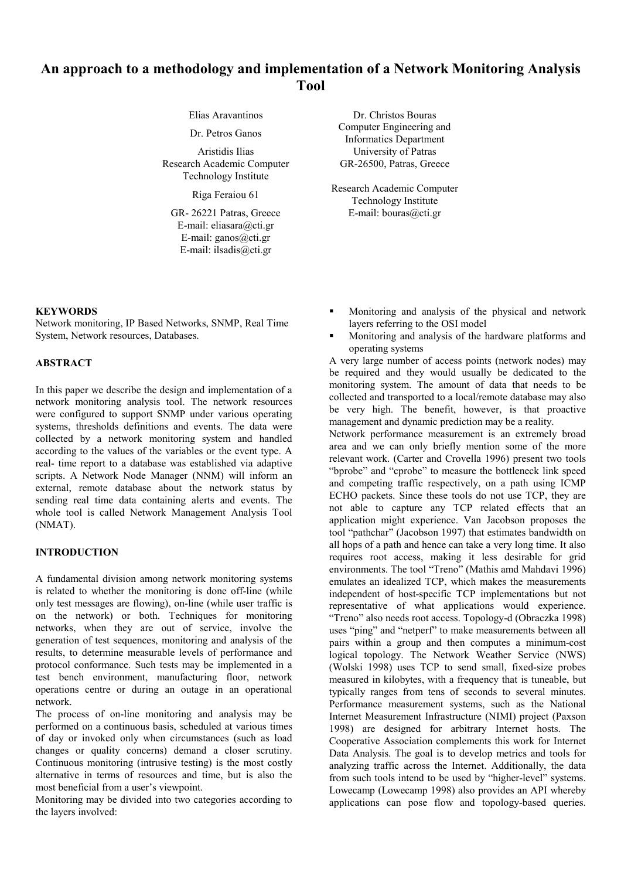# An approach to a methodology and implementation of a Network Monitoring Analysis Tool

Elias Aravantinos

Dr. Petros Ganos

Aristidis Ilias
Research Academic Computer Technology Institute

Riga Feraiou 61

GR- 26221 Patras, Greece
E-mail: eliasara@cti.gr
E-mail: ganos@cti.gr
E-mail: ilsadis@cti.gr

Dr. Christos Bouras
Computer Engineering and Informatics Department
University of Patras
GR-26500, Patras, Greece

Research Academic Computer Technology Institute
E-mail: bouras@cti.gr

## KEYWORDS

Network monitoring, IP Based Networks, SNMP, Real Time System, Network resources, Databases.

## ABSTRACT

In this paper we describe the design and implementation of a network monitoring analysis tool. The network resources were configured to support SNMP under various operating systems, thresholds definitions and events. The data were collected by a network monitoring system and handled according to the values of the variables or the event type. A real- time report to a database was established via adaptive scripts. A Network Node Manager (NNM) will inform an external, remote database about the network status by sending real time data containing alerts and events. The whole tool is called Network Management Analysis Tool (NMAT).

## INTRODUCTION

A fundamental division among network monitoring systems is related to whether the monitoring is done off-line (while only test messages are flowing), on-line (while user traffic is on the network) or both. Techniques for monitoring networks, when they are out of service, involve the generation of test sequences, monitoring and analysis of the results, to determine measurable levels of performance and protocol conformance. Such tests may be implemented in a test bench environment, manufacturing floor, network operations centre or during an outage in an operational network.

The process of on-line monitoring and analysis may be performed on a continuous basis, scheduled at various times of day or invoked only when circumstances (such as load changes or quality concerns) demand a closer scrutiny. Continuous monitoring (intrusive testing) is the most costly alternative in terms of resources and time, but is also the most beneficial from a user's viewpoint.

Monitoring may be divided into two categories according to the layers involved:

- Monitoring and analysis of the physical and network layers referring to the OSI model
- Monitoring and analysis of the hardware platforms and operating systems

A very large number of access points (network nodes) may be required and they would usually be dedicated to the monitoring system. The amount of data that needs to be collected and transported to a local/remote database may also be very high. The benefit, however, is that proactive management and dynamic prediction may be a reality.

Network performance measurement is an extremely broad area and we can only briefly mention some of the more relevant work. (Carter and Crovella 1996) present two tools "bprobe" and "cprobe" to measure the bottleneck link speed and competing traffic respectively, on a path using ICMP ECHO packets. Since these tools do not use TCP, they are not able to capture any TCP related effects that an application might experience. Van Jacobson proposes the tool "pathchar" (Jacobson 1997) that estimates bandwidth on all hops of a path and hence can take a very long time. It also requires root access, making it less desirable for grid environments. The tool "Treno" (Mathis amd Mahdavi 1996) emulates an idealized TCP, which makes the measurements independent of host-specific TCP implementations but not representative of what applications would experience. "Treno" also needs root access. Topology-d (Obraczka 1998) uses "ping" and "netperf" to make measurements between all pairs within a group and then computes a minimum-cost logical topology. The Network Weather Service (NWS) (Wolski 1998) uses TCP to send small, fixed-size probes measured in kilobytes, with a frequency that is tuneable, but typically ranges from tens of seconds to several minutes. Performance measurement systems, such as the National Internet Measurement Infrastructure (NIMI) project (Paxson 1998) are designed for arbitrary Internet hosts. The Cooperative Association complements this work for Internet Data Analysis. The goal is to develop metrics and tools for analyzing traffic across the Internet. Additionally, the data from such tools intend to be used by "higher-level" systems. Lowecamp (Lowecamp 1998) also provides an API whereby applications can pose flow and topology-based queries.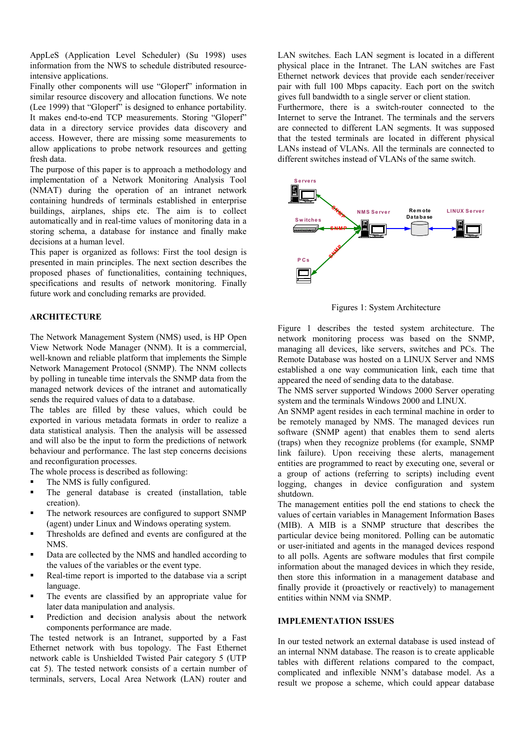AppLeS (Application Level Scheduler) (Su 1998) uses information from the NWS to schedule distributed resource-intensive applications.

Finally other components will use "Gloperf" information in similar resource discovery and allocation functions. We note (Lee 1999) that "Gloperf" is designed to enhance portability. It makes end-to-end TCP measurements. Storing "Gloperf" data in a directory service provides data discovery and access. However, there are missing some measurements to allow applications to probe network resources and getting fresh data.

The purpose of this paper is to approach a methodology and implementation of a Network Monitoring Analysis Tool (NMAT) during the operation of an intranet network containing hundreds of terminals established in enterprise buildings, airplanes, ships etc. The aim is to collect automatically and in real-time values of monitoring data in a storing schema, a database for instance and finally make decisions at a human level.

This paper is organized as follows: First the tool design is presented in main principles. The next section describes the proposed phases of functionalities, containing techniques, specifications and results of network monitoring. Finally future work and concluding remarks are provided.

## ARCHITECTURE

The Network Management System (NMS) used, is HP Open View Network Node Manager (NNM). It is a commercial, well-known and reliable platform that implements the Simple Network Management Protocol (SNMP). The NNM collects by polling in tuneable time intervals the SNMP data from the managed network devices of the intranet and automatically sends the required values of data to a database.

The tables are filled by these values, which could be exported in various metadata formats in order to realize a data statistical analysis. Then the analysis will be assessed and will also be the input to form the predictions of network behaviour and performance. The last step concerns decisions and reconfiguration processes.

The whole process is described as following:

- The NMS is fully configured.
- The general database is created (installation, table creation).
- The network resources are configured to support SNMP (agent) under Linux and Windows operating system.
- Thresholds are defined and events are configured at the NMS.
- Data are collected by the NMS and handled according to the values of the variables or the event type.
- Real-time report is imported to the database via a script language.
- The events are classified by an appropriate value for later data manipulation and analysis.
- Prediction and decision analysis about the network components performance are made.

The tested network is an Intranet, supported by a Fast Ethernet network with bus topology. The Fast Ethernet network cable is Unshielded Twisted Pair category 5 (UTP cat 5). The tested network consists of a certain number of terminals, servers, Local Area Network (LAN) router and LAN switches. Each LAN segment is located in a different physical place in the Intranet. The LAN switches are Fast Ethernet network devices that provide each sender/receiver pair with full 100 Mbps capacity. Each port on the switch gives full bandwidth to a single server or client station.

Furthermore, there is a switch-router connected to the Internet to serve the Intranet. The terminals and the servers are connected to different LAN segments. It was supposed that the tested terminals are located in different physical LANs instead of VLANs. All the terminals are connected to different switches instead of VLANs of the same switch.

Figures 1: System Architecture

Figure 1 describes the tested system architecture. The network monitoring process was based on the SNMP, managing all devices, like servers, switches and PCs. The Remote Database was hosted on a LINUX Server and NMS established a one way communication link, each time that appeared the need of sending data to the database.

The NMS server supported Windows 2000 Server operating system and the terminals Windows 2000 and LINUX.

An SNMP agent resides in each terminal machine in order to be remotely managed by NMS. The managed devices run software (SNMP agent) that enables them to send alerts (traps) when they recognize problems (for example, SNMP link failure). Upon receiving these alerts, management entities are programmed to react by executing one, several or a group of actions (referring to scripts) including event logging, changes in device configuration and system shutdown.

The management entities poll the end stations to check the values of certain variables in Management Information Bases (MIB). A MIB is a SNMP structure that describes the particular device being monitored. Polling can be automatic or user-initiated and agents in the managed devices respond to all polls. Agents are software modules that first compile information about the managed devices in which they reside, then store this information in a management database and finally provide it (proactively or reactively) to management entities within NNM via SNMP.

## IMPLEMENTATION ISSUES

In our tested network an external database is used instead of an internal NNM database. The reason is to create applicable tables with different relations compared to the compact, complicated and inflexible NNM's database model. As a result we propose a scheme, which could appear database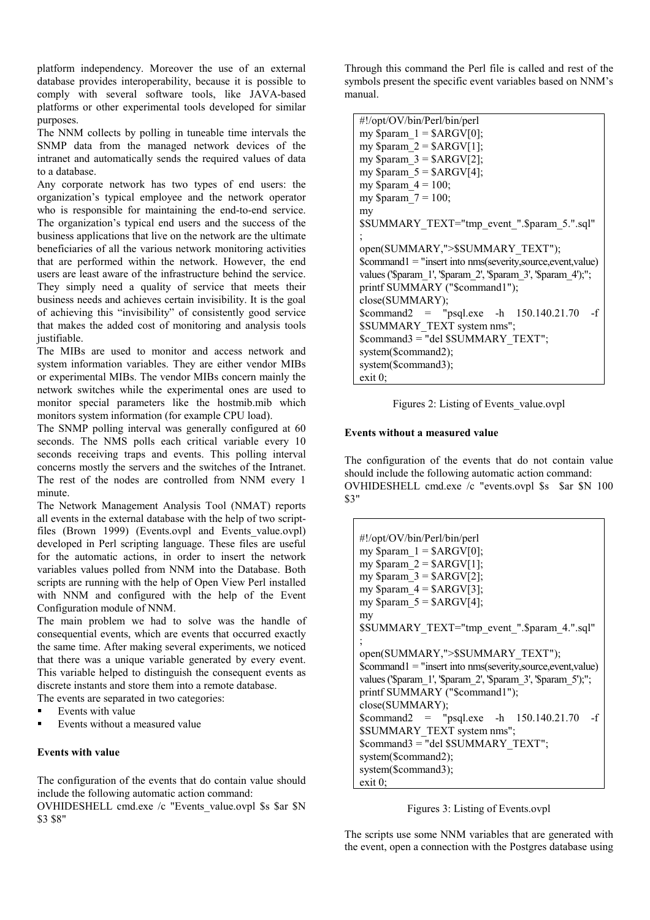platform independency. Moreover the use of an external database provides interoperability, because it is possible to comply with several software tools, like JAVA-based platforms or other experimental tools developed for similar purposes.

The NNM collects by polling in tuneable time intervals the SNMP data from the managed network devices of the intranet and automatically sends the required values of data to a database.

Any corporate network has two types of end users: the organization's typical employee and the network operator who is responsible for maintaining the end-to-end service. The organization's typical end users and the success of the business applications that live on the network are the ultimate beneficiaries of all the various network monitoring activities that are performed within the network. However, the end users are least aware of the infrastructure behind the service. They simply need a quality of service that meets their business needs and achieves certain invisibility. It is the goal of achieving this "invisibility" of consistently good service that makes the added cost of monitoring and analysis tools justifiable.

The MIBs are used to monitor and access network and system information variables. They are either vendor MIBs or experimental MIBs. The vendor MIBs concern mainly the network switches while the experimental ones are used to monitor special parameters like the hostmib.mib which monitors system information (for example CPU load).

The SNMP polling interval was generally configured at 60 seconds. The NMS polls each critical variable every 10 seconds receiving traps and events. This polling interval concerns mostly the servers and the switches of the Intranet. The rest of the nodes are controlled from NNM every 1 minute.

The Network Management Analysis Tool (NMAT) reports all events in the external database with the help of two script-files (Brown 1999) (Events.ovpl and Events_value.ovpl) developed in Perl scripting language. These files are useful for the automatic actions, in order to insert the network variables values polled from NNM into the Database. Both scripts are running with the help of Open View Perl installed with NNM and configured with the help of the Event Configuration module of NNM.

The main problem we had to solve was the handle of consequential events, which are events that occurred exactly the same time. After making several experiments, we noticed that there was a unique variable generated by every event. This variable helped to distinguish the consequent events as discrete instants and store them into a remote database.

The events are separated in two categories:

- Events with value
- Events without a measured value

**Events with value**

The configuration of the events that do contain value should include the following automatic action command:
OVHIDESHELL cmd.exe /c "Events_value.ovpl $s $ar $N $3 $8"

Through this command the Perl file is called and rest of the symbols present the specific event variables based on NNM's manual.

```
#!/opt/OV/bin/Perl/bin/perl
my $param_1 = $ARGV[0];
my $param_2 = $ARGV[1];
my $param_3 = $ARGV[2];
my $param_5 = $ARGV[4];
my $param_4 = 100;
my $param_7 = 100;
my
$SUMMARY_TEXT="tmp_event_".$param_5.".sql"
;
open(SUMMARY,">$SUMMARY_TEXT");
$command1 = "insert into nms(severity,source,event,value)
values ('$param_1', '$param_2', '$param_3', '$param_4');";
printf SUMMARY ("$command1");
close(SUMMARY);
$command2 = "psql.exe -h 150.140.21.70 -f
$SUMMARY_TEXT system nms";
$command3 = "del $SUMMARY_TEXT";
system($command2);
system($command3);
exit 0;
```

Figures 2: Listing of Events_value.ovpl

**Events without a measured value**

The configuration of the events that do not contain value should include the following automatic action command:
OVHIDESHELL cmd.exe /c "events.ovpl $s $ar $N 100 $3"

```
#!/opt/OV/bin/Perl/bin/perl
my $param_1 = $ARGV[0];
my $param_2 = $ARGV[1];
my $param_3 = $ARGV[2];
my $param_4 = $ARGV[3];
my $param_5 = $ARGV[4];
my
$SUMMARY_TEXT="tmp_event_".$param_4.".sql"
;
open(SUMMARY,">$SUMMARY_TEXT");
$command1 = "insert into nms(severity,source,event,value)
values ('$param_1', '$param_2', '$param_3', '$param_5');";
printf SUMMARY ("$command1");
close(SUMMARY);
$command2 = "psql.exe -h 150.140.21.70 -f
$SUMMARY_TEXT system nms";
$command3 = "del $SUMMARY_TEXT";
system($command2);
system($command3);
exit 0;
```

Figures 3: Listing of Events.ovpl

The scripts use some NNM variables that are generated with the event, open a connection with the Postgres database using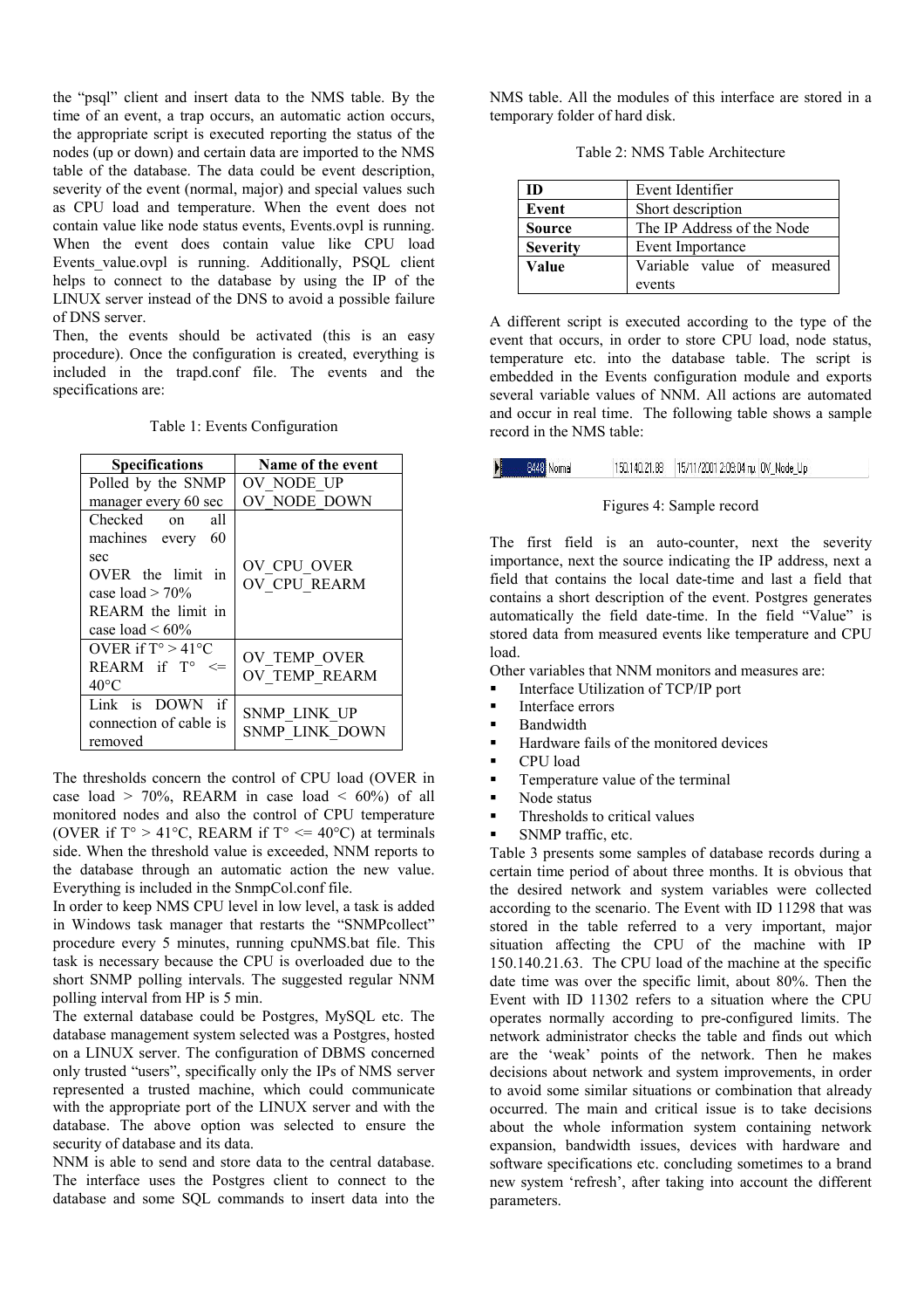the "psql" client and insert data to the NMS table. By the time of an event, a trap occurs, an automatic action occurs, the appropriate script is executed reporting the status of the nodes (up or down) and certain data are imported to the NMS table of the database. The data could be event description, severity of the event (normal, major) and special values such as CPU load and temperature. When the event does not contain value like node status events, Events.ovpl is running. When the event does contain value like CPU load Events_value.ovpl is running. Additionally, PSQL client helps to connect to the database by using the IP of the LINUX server instead of the DNS to avoid a possible failure of DNS server.

Then, the events should be activated (this is an easy procedure). Once the configuration is created, everything is included in the trapd.conf file. The events and the specifications are:

Table 1: Events Configuration

| Specifications | Name of the event |
|---|---|
| Polled by the SNMP manager every 60 sec | OV_NODE_UP<br>OV_NODE_DOWN |
| Checked on all machines every 60 sec<br>OVER the limit in case load > 70%<br>REARM the limit in case load < 60% | OV_CPU_OVER<br>OV_CPU_REARM |
| OVER if T° > 41°C<br>REARM if T° <= 40°C | OV_TEMP_OVER<br>OV_TEMP_REARM |
| Link is DOWN if connection of cable is removed | SNMP_LINK_UP<br>SNMP_LINK_DOWN |

The thresholds concern the control of CPU load (OVER in case load > 70%, REARM in case load < 60%) of all monitored nodes and also the control of CPU temperature (OVER if T° > 41°C, REARM if T° <= 40°C) at terminals side. When the threshold value is exceeded, NNM reports to the database through an automatic action the new value. Everything is included in the SnmpCol.conf file.

In order to keep NMS CPU level in low level, a task is added in Windows task manager that restarts the "SNMPcollect" procedure every 5 minutes, running cpuNMS.bat file. This task is necessary because the CPU is overloaded due to the short SNMP polling intervals. The suggested regular NNM polling interval from HP is 5 min.

The external database could be Postgres, MySQL etc. The database management system selected was a Postgres, hosted on a LINUX server. The configuration of DBMS concerned only trusted "users", specifically only the IPs of NMS server represented a trusted machine, which could communicate with the appropriate port of the LINUX server and with the database. The above option was selected to ensure the security of database and its data.

NNM is able to send and store data to the central database. The interface uses the Postgres client to connect to the database and some SQL commands to insert data into the NMS table. All the modules of this interface are stored in a temporary folder of hard disk.

Table 2: NMS Table Architecture

| | |
|---|---|
| **ID** | Event Identifier |
| **Event** | Short description |
| **Source** | The IP Address of the Node |
| **Severity** | Event Importance |
| **Value** | Variable value of measured events |

A different script is executed according to the type of the event that occurs, in order to store CPU load, node status, temperature etc. into the database table. The script is embedded in the Events configuration module and exports several variable values of NNM. All actions are automated and occur in real time. The following table shows a sample record in the NMS table:

| | | | | |
|---|---|---|---|---|
| 8448 | Normal | 150.140.21.83 | 15/11/2001 2:09:04 πμ | OV_Node_Up |

Figures 4: Sample record

The first field is an auto-counter, next the severity importance, next the source indicating the IP address, next a field that contains the local date-time and last a field that contains a short description of the event. Postgres generates automatically the field date-time. In the field "Value" is stored data from measured events like temperature and CPU load.

Other variables that NNM monitors and measures are:

- Interface Utilization of TCP/IP port
- Interface errors
- Bandwidth
- Hardware fails of the monitored devices
- CPU load
- Temperature value of the terminal
- Node status
- Thresholds to critical values
- SNMP traffic, etc.

Table 3 presents some samples of database records during a certain time period of about three months. It is obvious that the desired network and system variables were collected according to the scenario. The Event with ID 11298 that was stored in the table referred to a very important, major situation affecting the CPU of the machine with IP 150.140.21.63. The CPU load of the machine at the specific date time was over the specific limit, about 80%. Then the Event with ID 11302 refers to a situation where the CPU operates normally according to pre-configured limits. The network administrator checks the table and finds out which are the 'weak' points of the network. Then he makes decisions about network and system improvements, in order to avoid some similar situations or combination that already occurred. The main and critical issue is to take decisions about the whole information system containing network expansion, bandwidth issues, devices with hardware and software specifications etc. concluding sometimes to a brand new system 'refresh', after taking into account the different parameters.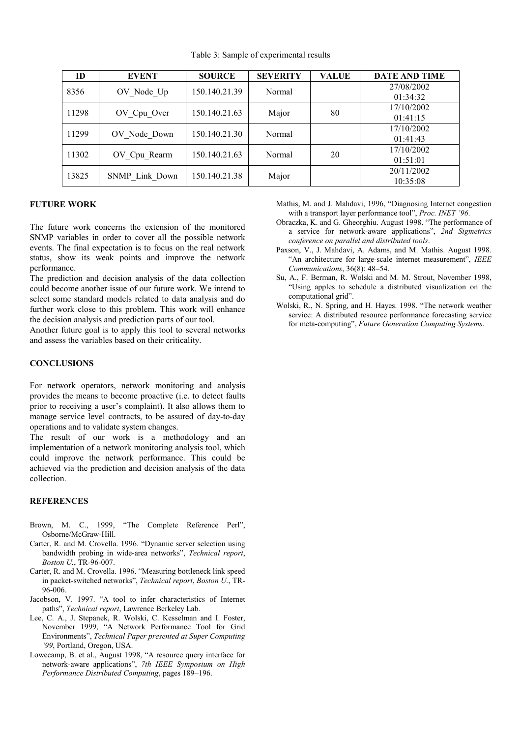Table 3: Sample of experimental results

| ID | EVENT | SOURCE | SEVERITY | VALUE | DATE AND TIME |
|---|---|---|---|---|---|
| 8356 | OV_Node_Up | 150.140.21.39 | Normal | | 27/08/2002 01:34:32 |
| 11298 | OV_Cpu_Over | 150.140.21.63 | Major | 80 | 17/10/2002 01:41:15 |
| 11299 | OV_Node_Down | 150.140.21.30 | Normal | | 17/10/2002 01:41:43 |
| 11302 | OV_Cpu_Rearm | 150.140.21.63 | Normal | 20 | 17/10/2002 01:51:01 |
| 13825 | SNMP_Link_Down | 150.140.21.38 | Major | | 20/11/2002 10:35:08 |

## FUTURE WORK

The future work concerns the extension of the monitored SNMP variables in order to cover all the possible network events. The final expectation is to focus on the real network status, show its weak points and improve the network performance.

The prediction and decision analysis of the data collection could become another issue of our future work. We intend to select some standard models related to data analysis and do further work close to this problem. This work will enhance the decision analysis and prediction parts of our tool.

Another future goal is to apply this tool to several networks and assess the variables based on their criticality.

## CONCLUSIONS

For network operators, network monitoring and analysis provides the means to become proactive (i.e. to detect faults prior to receiving a user's complaint). It also allows them to manage service level contracts, to be assured of day-to-day operations and to validate system changes.

The result of our work is a methodology and an implementation of a network monitoring analysis tool, which could improve the network performance. This could be achieved via the prediction and decision analysis of the data collection.

## REFERENCES

Brown, M. C., 1999, "The Complete Reference Perl", Osborne/McGraw-Hill.

Carter, R. and M. Crovella. 1996. "Dynamic server selection using bandwidth probing in wide-area networks", *Technical report*, *Boston U.*, TR-96-007.

Carter, R. and M. Crovella. 1996. "Measuring bottleneck link speed in packet-switched networks", *Technical report*, *Boston U.*, TR-96-006.

Jacobson, V. 1997. "A tool to infer characteristics of Internet paths", *Technical report*, Lawrence Berkeley Lab.

Lee, C. A., J. Stepanek, R. Wolski, C. Kesselman and I. Foster, November 1999, "A Network Performance Tool for Grid Environments", *Technical Paper presented at Super Computing '99*, Portland, Oregon, USA.

Lowecamp, B. et al., August 1998, "A resource query interface for network-aware applications", *7th IEEE Symposium on High Performance Distributed Computing*, pages 189–196.

Mathis, M. and J. Mahdavi, 1996, "Diagnosing Internet congestion with a transport layer performance tool", *Proc. INET '96*.

Obraczka, K. and G. Gheorghiu. August 1998. "The performance of a service for network-aware applications", *2nd Sigmetrics conference on parallel and distributed tools*.

Paxson, V., J. Mahdavi, A. Adams, and M. Mathis. August 1998. "An architecture for large-scale internet measurement", *IEEE Communications*, 36(8): 48–54.

Su, A., F. Berman, R. Wolski and M. M. Strout, November 1998, "Using apples to schedule a distributed visualization on the computational grid".

Wolski, R., N. Spring, and H. Hayes. 1998. "The network weather service: A distributed resource performance forecasting service for meta-computing", *Future Generation Computing Systems*.